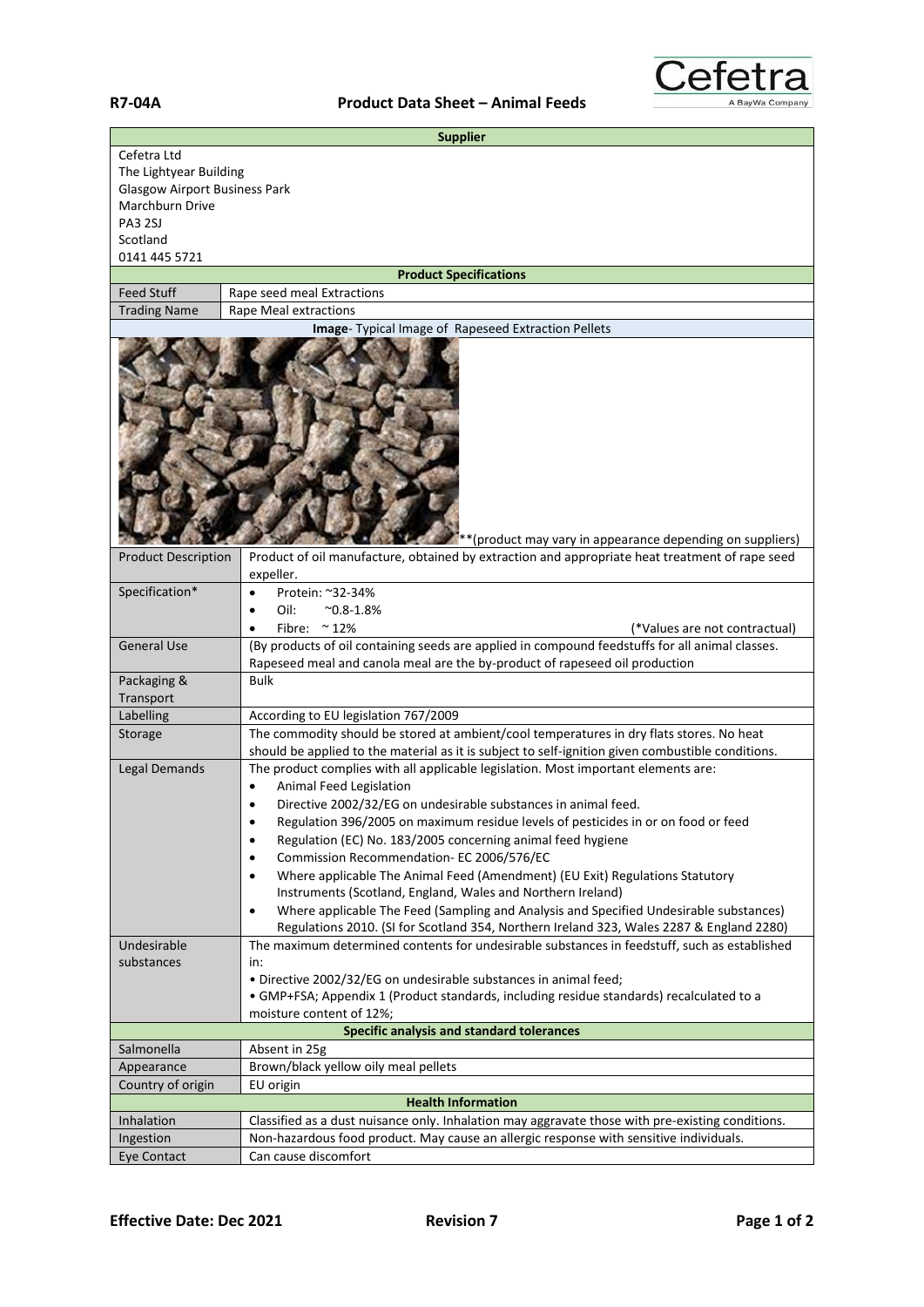**R7-04A** **Product Data Sheet – Animal Feeds**

| **Supplier** | |
|---|---|
| Cefetra Ltd<br>The Lightyear Building<br>Glasgow Airport Business Park<br>Marchburn Drive<br>PA3 2SJ<br>Scotland<br>0141 445 5721 | |
| **Product Specifications** | |
| Feed Stuff | Rape seed meal Extractions |
| Trading Name | Rape Meal extractions |
| **Image**- Typical Image of Rapeseed Extraction Pellets | |
| | **(product may vary in appearance depending on suppliers) |
| Product Description | Product of oil manufacture, obtained by extraction and appropriate heat treatment of rape seed expeller. |
| Specification* | • Protein: ~32-34%<br>• Oil: ~0.8-1.8%<br>• Fibre: ~ 12% (*Values are not contractual) |
| General Use | (By products of oil containing seeds are applied in compound feedstuffs for all animal classes. Rapeseed meal and canola meal are the by-product of rapeseed oil production |
| Packaging & Transport | Bulk |
| Labelling | According to EU legislation 767/2009 |
| Storage | The commodity should be stored at ambient/cool temperatures in dry flats stores. No heat should be applied to the material as it is subject to self-ignition given combustible conditions. |
| Legal Demands | The product complies with all applicable legislation. Most important elements are:<br>• Animal Feed Legislation<br>• Directive 2002/32/EG on undesirable substances in animal feed.<br>• Regulation 396/2005 on maximum residue levels of pesticides in or on food or feed<br>• Regulation (EC) No. 183/2005 concerning animal feed hygiene<br>• Commission Recommendation- EC 2006/576/EC<br>• Where applicable The Animal Feed (Amendment) (EU Exit) Regulations Statutory Instruments (Scotland, England, Wales and Northern Ireland)<br>• Where applicable The Feed (Sampling and Analysis and Specified Undesirable substances) Regulations 2010. (SI for Scotland 354, Northern Ireland 323, Wales 2287 & England 2280) |
| Undesirable substances | The maximum determined contents for undesirable substances in feedstuff, such as established in:<br>• Directive 2002/32/EG on undesirable substances in animal feed;<br>• GMP+FSA; Appendix 1 (Product standards, including residue standards) recalculated to a moisture content of 12%; |
| **Specific analysis and standard tolerances** | |
| Salmonella | Absent in 25g |
| Appearance | Brown/black yellow oily meal pellets |
| Country of origin | EU origin |
| **Health Information** | |
| Inhalation | Classified as a dust nuisance only. Inhalation may aggravate those with pre-existing conditions. |
| Ingestion | Non-hazardous food product. May cause an allergic response with sensitive individuals. |
| Eye Contact | Can cause discomfort |

**Effective Date: Dec 2021** **Revision 7**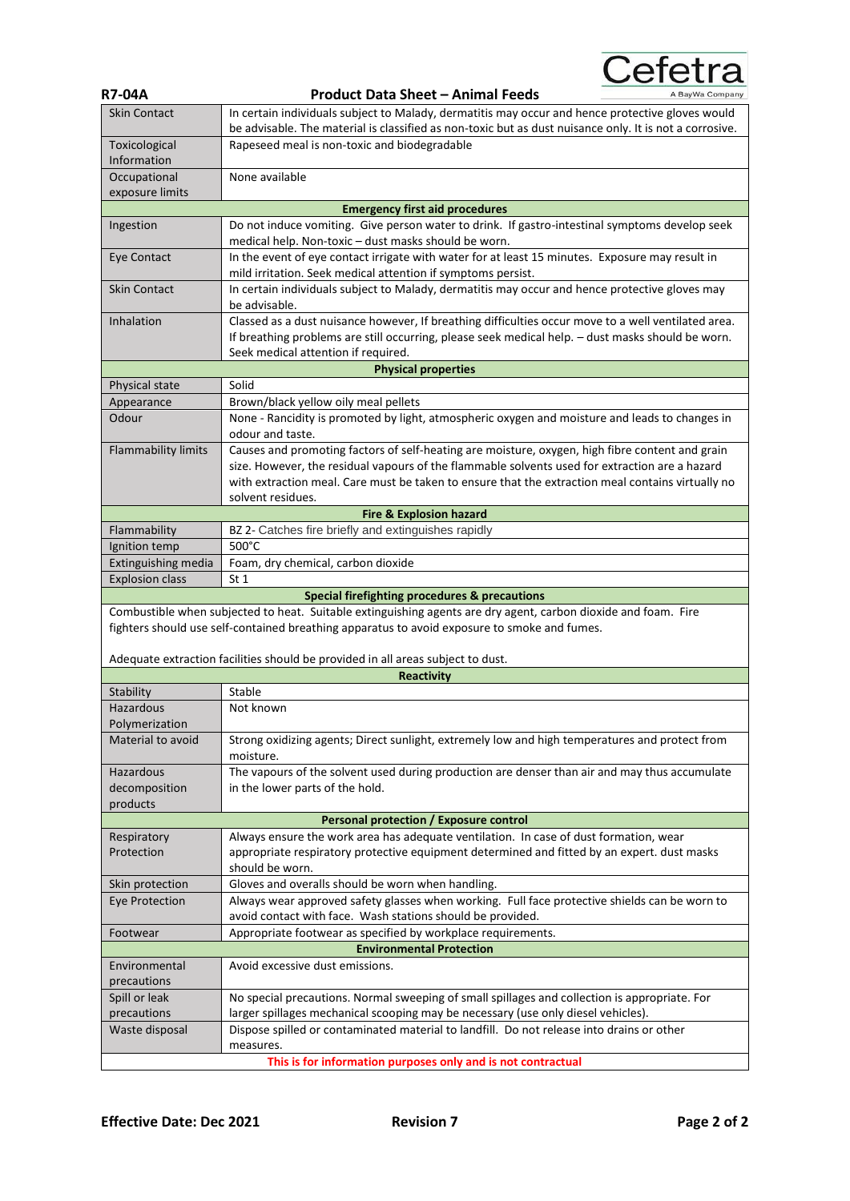| | |
|---|---|
| Skin Contact | In certain individuals subject to Malady, dermatitis may occur and hence protective gloves would be advisable. The material is classified as non-toxic but as dust nuisance only. It is not a corrosive. |
| Toxicological Information | Rapeseed meal is non-toxic and biodegradable |
| Occupational exposure limits | None available |
| **Emergency first aid procedures** | |
| Ingestion | Do not induce vomiting. Give person water to drink. If gastro-intestinal symptoms develop seek medical help. Non-toxic – dust masks should be worn. |
| Eye Contact | In the event of eye contact irrigate with water for at least 15 minutes. Exposure may result in mild irritation. Seek medical attention if symptoms persist. |
| Skin Contact | In certain individuals subject to Malady, dermatitis may occur and hence protective gloves may be advisable. |
| Inhalation | Classed as a dust nuisance however, If breathing difficulties occur move to a well ventilated area. If breathing problems are still occurring, please seek medical help. – dust masks should be worn. Seek medical attention if required. |
| **Physical properties** | |
| Physical state | Solid |
| Appearance | Brown/black yellow oily meal pellets |
| Odour | None - Rancidity is promoted by light, atmospheric oxygen and moisture and leads to changes in odour and taste. |
| Flammability limits | Causes and promoting factors of self-heating are moisture, oxygen, high fibre content and grain size. However, the residual vapours of the flammable solvents used for extraction are a hazard with extraction meal. Care must be taken to ensure that the extraction meal contains virtually no solvent residues. |
| **Fire & Explosion hazard** | |
| Flammability | BZ 2- Catches fire briefly and extinguishes rapidly |
| Ignition temp | 500°C |
| Extinguishing media | Foam, dry chemical, carbon dioxide |
| Explosion class | St 1 |
| **Special firefighting procedures & precautions** | |
| Combustible when subjected to heat. Suitable extinguishing agents are dry agent, carbon dioxide and foam. Fire fighters should use self-contained breathing apparatus to avoid exposure to smoke and fumes.<br><br>Adequate extraction facilities should be provided in all areas subject to dust. | |
| **Reactivity** | |
| Stability | Stable |
| Hazardous Polymerization | Not known |
| Material to avoid | Strong oxidizing agents; Direct sunlight, extremely low and high temperatures and protect from moisture. |
| Hazardous decomposition products | The vapours of the solvent used during production are denser than air and may thus accumulate in the lower parts of the hold. |
| **Personal protection / Exposure control** | |
| Respiratory Protection | Always ensure the work area has adequate ventilation. In case of dust formation, wear appropriate respiratory protective equipment determined and fitted by an expert. dust masks should be worn. |
| Skin protection | Gloves and overalls should be worn when handling. |
| Eye Protection | Always wear approved safety glasses when working. Full face protective shields can be worn to avoid contact with face. Wash stations should be provided. |
| Footwear | Appropriate footwear as specified by workplace requirements. |
| **Environmental Protection** | |
| Environmental precautions | Avoid excessive dust emissions. |
| Spill or leak precautions | No special precautions. Normal sweeping of small spillages and collection is appropriate. For larger spillages mechanical scooping may be necessary (use only diesel vehicles). |
| Waste disposal | Dispose spilled or contaminated material to landfill. Do not release into drains or other measures. |

**This is for information purposes only and is not contractual**

**Effective Date: Dec 2021** **Revision 7**